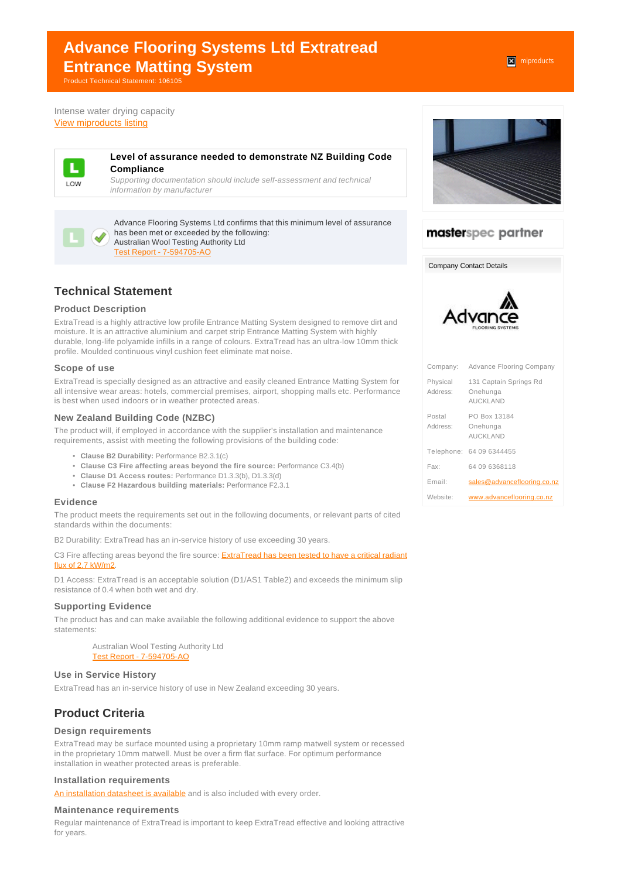# Advance Flooring Systems Ltd Extratread Entrance Matting System

Product Technical Statement: 106105

miproducts

Intense water drying capacity

View miproducts listing

**Level of assurance needed to demonstrate NZ Building Code Compliance**

LOW

*Supporting documentation should include self-assessment and technical information by manufacturer*

Advance Flooring Systems Ltd confirms that this minimum level of assurance has been met or exceeded by the following:
Australian Wool Testing Authority Ltd
Test Report - 7-594705-AO

masterspec partner

Company Contact Details

| | |
|---|---|
| Company: | Advance Flooring Company |
| Physical Address: | 131 Captain Springs Rd Onehunga AUCKLAND |
| Postal Address: | PO Box 13184 Onehunga AUCKLAND |
| Telephone: | 64 09 6344455 |
| Fax: | 64 09 6368118 |
| Email: | sales@advanceflooring.co.nz |
| Website: | www.advanceflooring.co.nz |

## Technical Statement

### Product Description

ExtraTread is a highly attractive low profile Entrance Matting System designed to remove dirt and moisture. It is an attractive aluminium and carpet strip Entrance Matting System with highly durable, long-life polyamide infills in a range of colours. ExtraTread has an ultra-low 10mm thick profile. Moulded continuous vinyl cushion feet eliminate mat noise.

### Scope of use

ExtraTread is specially designed as an attractive and easily cleaned Entrance Matting System for all intensive wear areas: hotels, commercial premises, airport, shopping malls etc. Performance is best when used indoors or in weather protected areas.

### New Zealand Building Code (NZBC)

The product will, if employed in accordance with the supplier's installation and maintenance requirements, assist with meeting the following provisions of the building code:

- **Clause B2 Durability:** Performance B2.3.1(c)
- **Clause C3 Fire affecting areas beyond the fire source:** Performance C3.4(b)
- **Clause D1 Access routes:** Performance D1.3.3(b), D1.3.3(d)
- **Clause F2 Hazardous building materials:** Performance F2.3.1

### Evidence

The product meets the requirements set out in the following documents, or relevant parts of cited standards within the documents:

B2 Durability: ExtraTread has an in-service history of use exceeding 30 years.

C3 Fire affecting areas beyond the fire source: ExtraTread has been tested to have a critical radiant flux of 2.7 kW/m2.

D1 Access: ExtraTread is an acceptable solution (D1/AS1 Table2) and exceeds the minimum slip resistance of 0.4 when both wet and dry.

### Supporting Evidence

The product has and can make available the following additional evidence to support the above statements:

Australian Wool Testing Authority Ltd
Test Report - 7-594705-AO

### Use in Service History

ExtraTread has an in-service history of use in New Zealand exceeding 30 years.

## Product Criteria

### Design requirements

ExtraTread may be surface mounted using a proprietary 10mm ramp matwell system or recessed in the proprietary 10mm matwell. Must be over a firm flat surface. For optimum performance installation in weather protected areas is preferable.

### Installation requirements

An installation datasheet is available and is also included with every order.

### Maintenance requirements

Regular maintenance of ExtraTread is important to keep ExtraTread effective and looking attractive for years.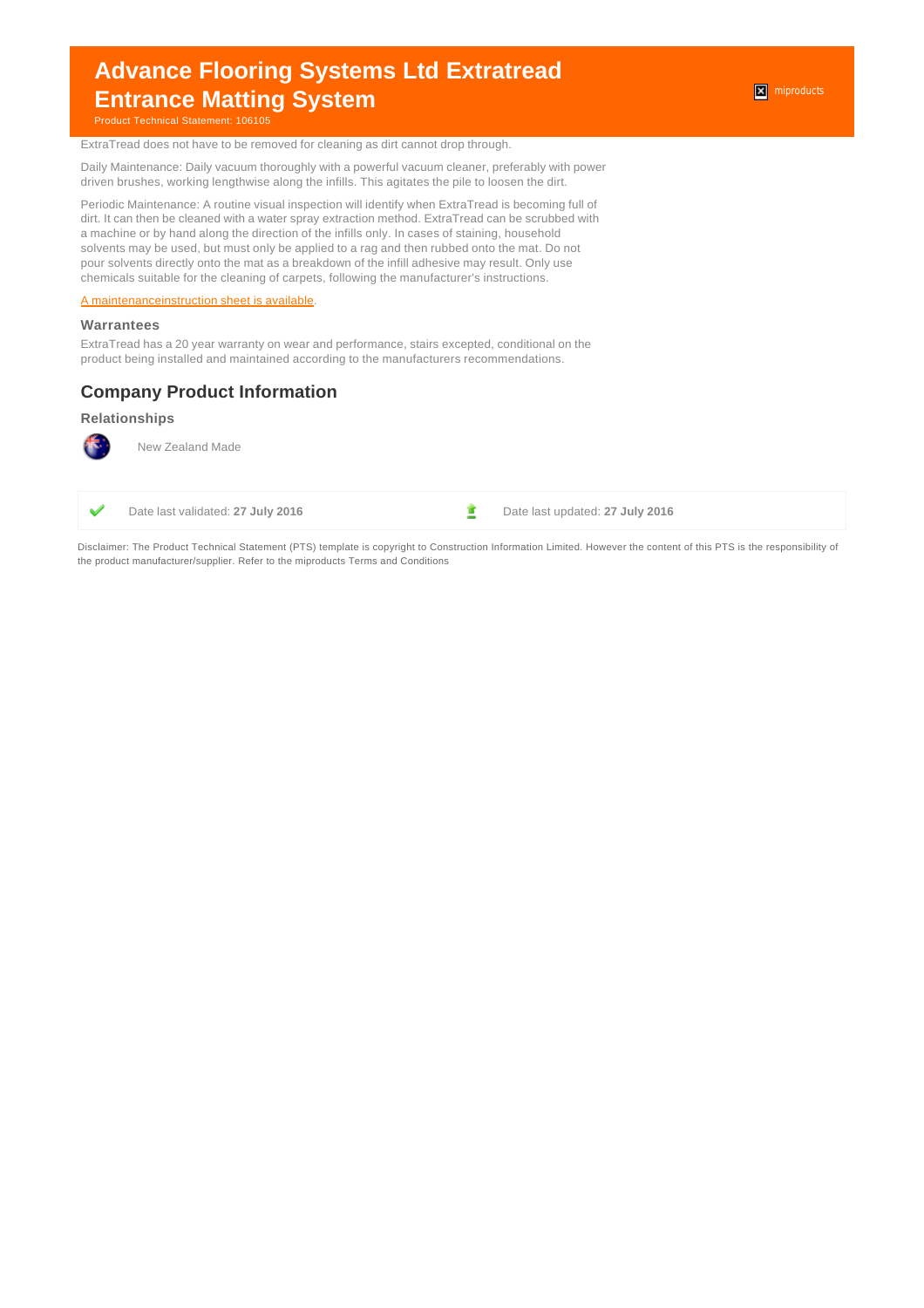# Advance Flooring Systems Ltd Extratread Entrance Matting System

Product Technical Statement: 106105

ExtraTread does not have to be removed for cleaning as dirt cannot drop through.

Daily Maintenance: Daily vacuum thoroughly with a powerful vacuum cleaner, preferably with power driven brushes, working lengthwise along the infills. This agitates the pile to loosen the dirt.

Periodic Maintenance: A routine visual inspection will identify when ExtraTread is becoming full of dirt. It can then be cleaned with a water spray extraction method. ExtraTread can be scrubbed with a machine or by hand along the direction of the infills only. In cases of staining, household solvents may be used, but must only be applied to a rag and then rubbed onto the mat. Do not pour solvents directly onto the mat as a breakdown of the infill adhesive may result. Only use chemicals suitable for the cleaning of carpets, following the manufacturer's instructions.

A maintenanceinstruction sheet is available.

### Warrantees

ExtraTread has a 20 year warranty on wear and performance, stairs excepted, conditional on the product being installed and maintained according to the manufacturers recommendations.

## Company Product Information

### Relationships

New Zealand Made

Date last validated: **27 July 2016**

Date last updated: **27 July 2016**

Disclaimer: The Product Technical Statement (PTS) template is copyright to Construction Information Limited. However the content of this PTS is the responsibility of the product manufacturer/supplier. Refer to the miproducts Terms and Conditions